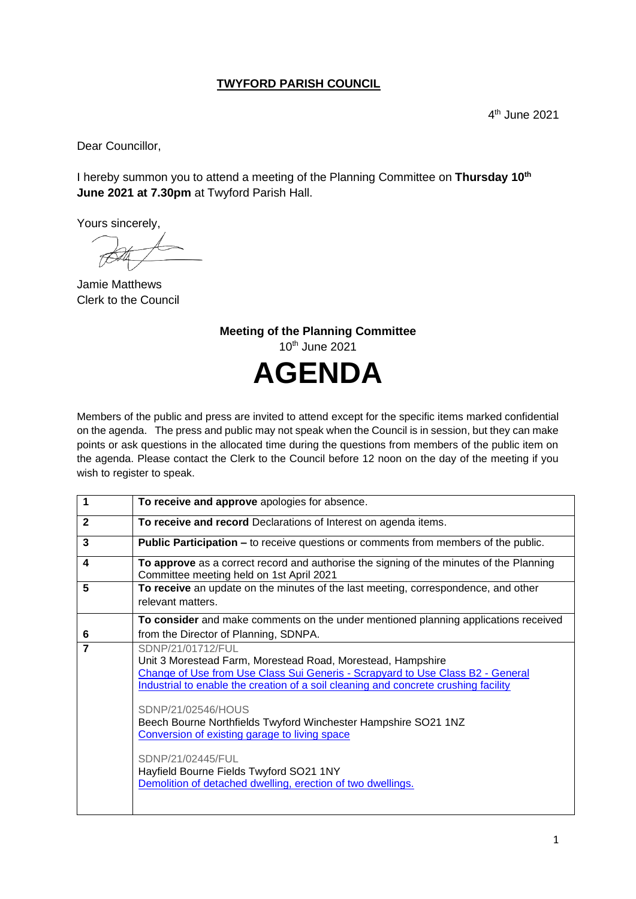# TWYFORD PARISH COUNCIL

4th June 2021

Dear Councillor,

I hereby summon you to attend a meeting of the Planning Committee on **Thursday 10th June 2021 at 7.30pm** at Twyford Parish Hall.

Yours sincerely,

Jamie Matthews
Clerk to the Council

## Meeting of the Planning Committee

10th June 2021

# AGENDA

Members of the public and press are invited to attend except for the specific items marked confidential on the agenda. The press and public may not speak when the Council is in session, but they can make points or ask questions in the allocated time during the questions from members of the public item on the agenda. Please contact the Clerk to the Council before 12 noon on the day of the meeting if you wish to register to speak.

| | |
|---|---|
| **1** | **To receive and approve** apologies for absence. |
| **2** | **To receive and record** Declarations of Interest on agenda items. |
| **3** | **Public Participation –** to receive questions or comments from members of the public. |
| **4** | **To approve** as a correct record and authorise the signing of the minutes of the Planning Committee meeting held on 1st April 2021 |
| **5** | **To receive** an update on the minutes of the last meeting, correspondence, and other relevant matters. |
| **6** | **To consider** and make comments on the under mentioned planning applications received from the Director of Planning, SDNPA. |
| **7** | SDNP/21/01712/FUL<br>Unit 3 Morestead Farm, Morestead Road, Morestead, Hampshire<br>Change of Use from Use Class Sui Generis - Scrapyard to Use Class B2 - General Industrial to enable the creation of a soil cleaning and concrete crushing facility<br><br>SDNP/21/02546/HOUS<br>Beech Bourne Northfields Twyford Winchester Hampshire SO21 1NZ<br>Conversion of existing garage to living space<br><br>SDNP/21/02445/FUL<br>Hayfield Bourne Fields Twyford SO21 1NY<br>Demolition of detached dwelling, erection of two dwellings. |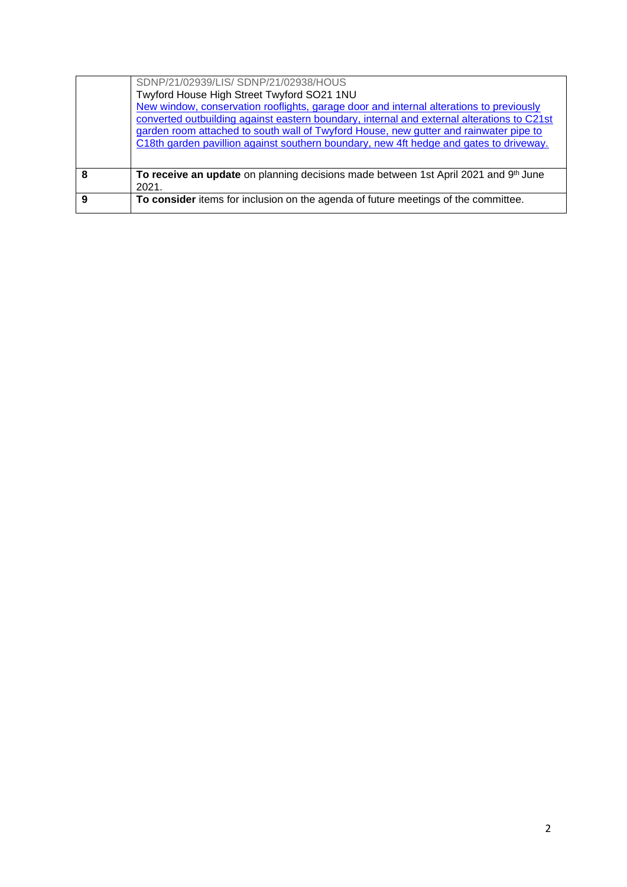| | |
|---|---|
| | SDNP/21/02939/LIS/ SDNP/21/02938/HOUS<br>Twyford House High Street Twyford SO21 1NU<br>New window, conservation rooflights, garage door and internal alterations to previously converted outbuilding against eastern boundary, internal and external alterations to C21st garden room attached to south wall of Twyford House, new gutter and rainwater pipe to C18th garden pavillion against southern boundary, new 4ft hedge and gates to driveway. |
| **8** | **To receive an update** on planning decisions made between 1st April 2021 and 9th June 2021. |
| **9** | **To consider** items for inclusion on the agenda of future meetings of the committee. |